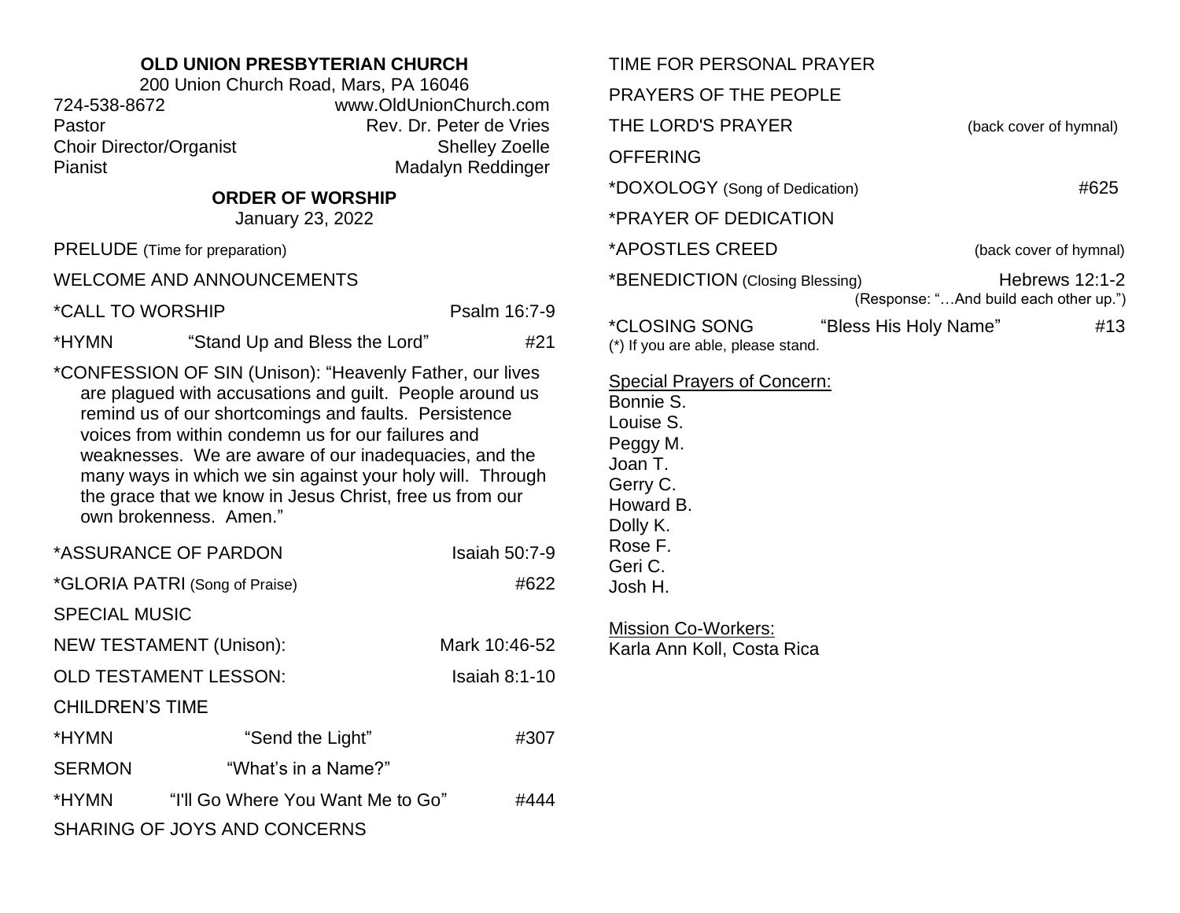**OLD UNION PRESBYTERIAN CHURCH**
200 Union Church Road, Mars, PA 16046

| | |
|---|---|
| 724-538-8672 | www.OldUnionChurch.com |
| Pastor | Rev. Dr. Peter de Vries |
| Choir Director/Organist | Shelley Zoelle |
| Pianist | Madalyn Reddinger |

## ORDER OF WORSHIP

January 23, 2022

PRELUDE (Time for preparation)

WELCOME AND ANNOUNCEMENTS

*CALL TO WORSHIP — Psalm 16:7-9

*HYMN — "Stand Up and Bless the Lord" — #21

*CONFESSION OF SIN (Unison): "Heavenly Father, our lives are plagued with accusations and guilt. People around us remind us of our shortcomings and faults. Persistence voices from within condemn us for our failures and weaknesses. We are aware of our inadequacies, and the many ways in which we sin against your holy will. Through the grace that we know in Jesus Christ, free us from our own brokenness. Amen."

*ASSURANCE OF PARDON — Isaiah 50:7-9

*GLORIA PATRI (Song of Praise) — #622

SPECIAL MUSIC

NEW TESTAMENT (Unison): — Mark 10:46-52

OLD TESTAMENT LESSON: — Isaiah 8:1-10

CHILDREN'S TIME

*HYMN — "Send the Light" — #307

SERMON — "What's in a Name?"

*HYMN — "I'll Go Where You Want Me to Go" — #444

SHARING OF JOYS AND CONCERNS

TIME FOR PERSONAL PRAYER

PRAYERS OF THE PEOPLE

THE LORD'S PRAYER — (back cover of hymnal)

OFFERING

*DOXOLOGY (Song of Dedication) — #625

*PRAYER OF DEDICATION

*APOSTLES CREED — (back cover of hymnal)

*BENEDICTION (Closing Blessing) — Hebrews 12:1-2
(Response: "…And build each other up.")

*CLOSING SONG — "Bless His Holy Name" — #13

(*) If you are able, please stand.

Special Prayers of Concern:

Bonnie S.
Louise S.
Peggy M.
Joan T.
Gerry C.
Howard B.
Dolly K.
Rose F.
Geri C.
Josh H.

Mission Co-Workers:

Karla Ann Koll, Costa Rica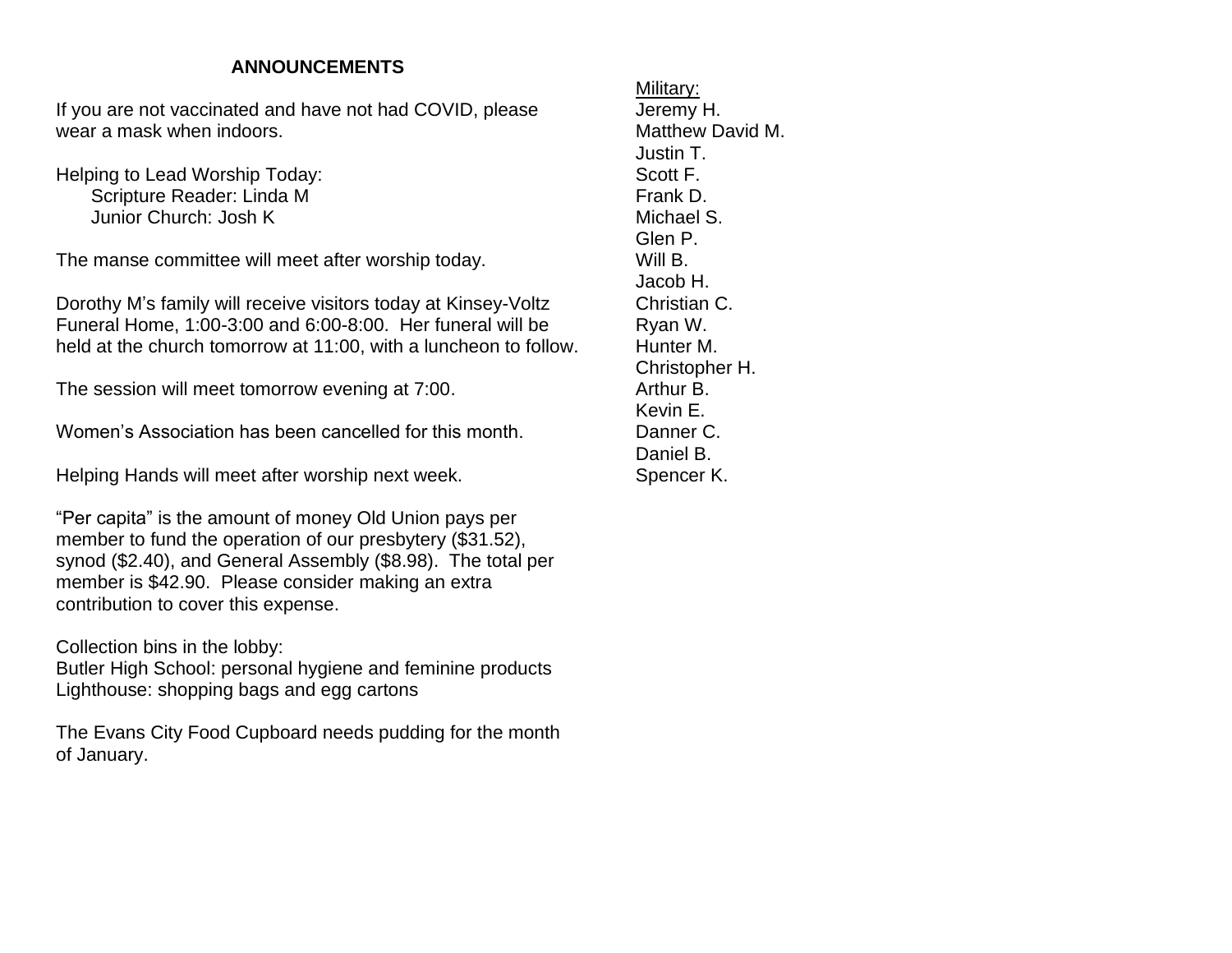## ANNOUNCEMENTS

If you are not vaccinated and have not had COVID, please wear a mask when indoors.

Helping to Lead Worship Today:
- Scripture Reader: Linda M
- Junior Church: Josh K

The manse committee will meet after worship today.

Dorothy M's family will receive visitors today at Kinsey-Voltz Funeral Home, 1:00-3:00 and 6:00-8:00. Her funeral will be held at the church tomorrow at 11:00, with a luncheon to follow.

The session will meet tomorrow evening at 7:00.

Women's Association has been cancelled for this month.

Helping Hands will meet after worship next week.

"Per capita" is the amount of money Old Union pays per member to fund the operation of our presbytery ($31.52), synod ($2.40), and General Assembly ($8.98). The total per member is $42.90. Please consider making an extra contribution to cover this expense.

Collection bins in the lobby:
Butler High School: personal hygiene and feminine products
Lighthouse: shopping bags and egg cartons

The Evans City Food Cupboard needs pudding for the month of January.

<u>Military:</u>
Jeremy H.
Matthew David M.
Justin T.
Scott F.
Frank D.
Michael S.
Glen P.
Will B.
Jacob H.
Christian C.
Ryan W.
Hunter M.
Christopher H.
Arthur B.
Kevin E.
Danner C.
Daniel B.
Spencer K.